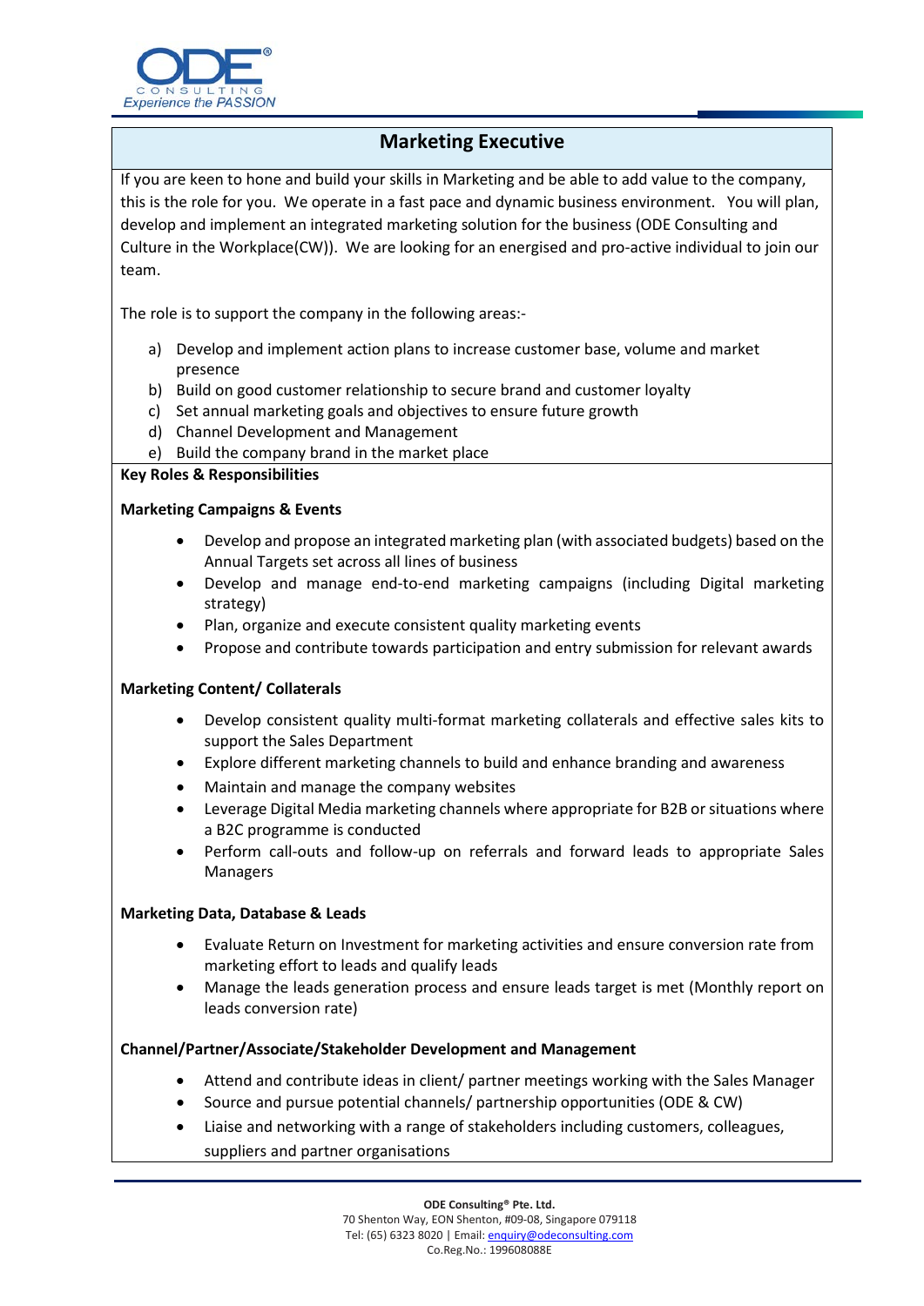# Marketing Executive

If you are keen to hone and build your skills in Marketing and be able to add value to the company, this is the role for you. We operate in a fast pace and dynamic business environment. You will plan, develop and implement an integrated marketing solution for the business (ODE Consulting and Culture in the Workplace(CW)). We are looking for an energised and pro-active individual to join our team.

The role is to support the company in the following areas:-

a) Develop and implement action plans to increase customer base, volume and market presence
b) Build on good customer relationship to secure brand and customer loyalty
c) Set annual marketing goals and objectives to ensure future growth
d) Channel Development and Management
e) Build the company brand in the market place

**Key Roles & Responsibilities**

**Marketing Campaigns & Events**

- Develop and propose an integrated marketing plan (with associated budgets) based on the Annual Targets set across all lines of business
- Develop and manage end-to-end marketing campaigns (including Digital marketing strategy)
- Plan, organize and execute consistent quality marketing events
- Propose and contribute towards participation and entry submission for relevant awards

**Marketing Content/ Collaterals**

- Develop consistent quality multi-format marketing collaterals and effective sales kits to support the Sales Department
- Explore different marketing channels to build and enhance branding and awareness
- Maintain and manage the company websites
- Leverage Digital Media marketing channels where appropriate for B2B or situations where a B2C programme is conducted
- Perform call-outs and follow-up on referrals and forward leads to appropriate Sales Managers

**Marketing Data, Database & Leads**

- Evaluate Return on Investment for marketing activities and ensure conversion rate from marketing effort to leads and qualify leads
- Manage the leads generation process and ensure leads target is met (Monthly report on leads conversion rate)

**Channel/Partner/Associate/Stakeholder Development and Management**

- Attend and contribute ideas in client/ partner meetings working with the Sales Manager
- Source and pursue potential channels/ partnership opportunities (ODE & CW)
- Liaise and networking with a range of stakeholders including customers, colleagues, suppliers and partner organisations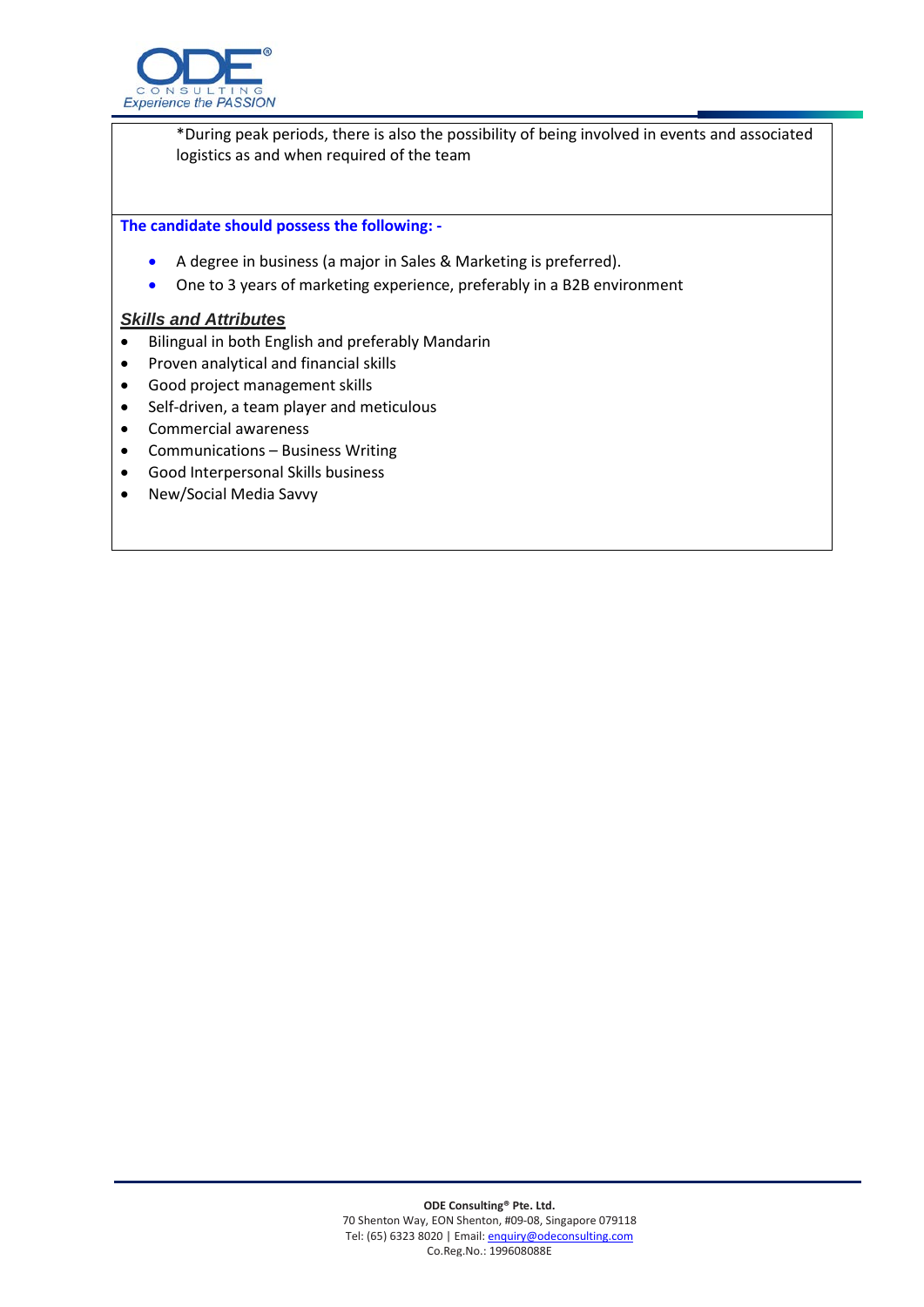*During peak periods, there is also the possibility of being involved in events and associated logistics as and when required of the team

**The candidate should possess the following: -**

- A degree in business (a major in Sales & Marketing is preferred).
- One to 3 years of marketing experience, preferably in a B2B environment

### ***Skills and Attributes***

- Bilingual in both English and preferably Mandarin
- Proven analytical and financial skills
- Good project management skills
- Self-driven, a team player and meticulous
- Commercial awareness
- Communications – Business Writing
- Good Interpersonal Skills business
- New/Social Media Savvy